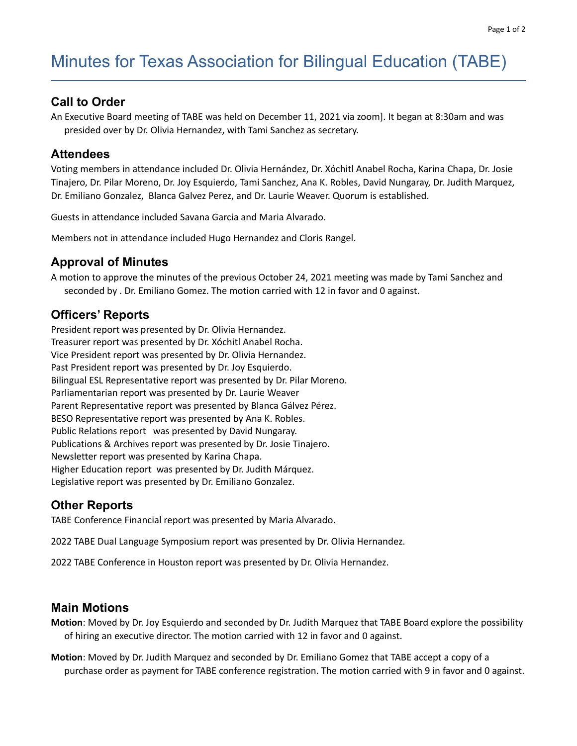# Minutes for Texas Association for Bilingual Education (TABE)

## Call to Order

An Executive Board meeting of TABE was held on December 11, 2021 via zoom]. It began at 8:30am and was presided over by Dr. Olivia Hernandez, with Tami Sanchez as secretary.

## Attendees

Voting members in attendance included Dr. Olivia Hernández, Dr. Xóchitl Anabel Rocha, Karina Chapa, Dr. Josie Tinajero, Dr. Pilar Moreno, Dr. Joy Esquierdo, Tami Sanchez, Ana K. Robles, David Nungaray, Dr. Judith Marquez, Dr. Emiliano Gonzalez, Blanca Galvez Perez, and Dr. Laurie Weaver. Quorum is established.

Guests in attendance included Savana Garcia and Maria Alvarado.

Members not in attendance included Hugo Hernandez and Cloris Rangel.

## Approval of Minutes

A motion to approve the minutes of the previous October 24, 2021 meeting was made by Tami Sanchez and seconded by . Dr. Emiliano Gomez. The motion carried with 12 in favor and 0 against.

## Officers' Reports

President report was presented by Dr. Olivia Hernandez.
Treasurer report was presented by Dr. Xóchitl Anabel Rocha.
Vice President report was presented by Dr. Olivia Hernandez.
Past President report was presented by Dr. Joy Esquierdo.
Bilingual ESL Representative report was presented by Dr. Pilar Moreno.
Parliamentarian report was presented by Dr. Laurie Weaver
Parent Representative report was presented by Blanca Gálvez Pérez.
BESO Representative report was presented by Ana K. Robles.
Public Relations report was presented by David Nungaray.
Publications & Archives report was presented by Dr. Josie Tinajero.
Newsletter report was presented by Karina Chapa.
Higher Education report was presented by Dr. Judith Márquez.
Legislative report was presented by Dr. Emiliano Gonzalez.

## Other Reports

TABE Conference Financial report was presented by Maria Alvarado.

2022 TABE Dual Language Symposium report was presented by Dr. Olivia Hernandez.

2022 TABE Conference in Houston report was presented by Dr. Olivia Hernandez.

## Main Motions

**Motion**: Moved by Dr. Joy Esquierdo and seconded by Dr. Judith Marquez that TABE Board explore the possibility of hiring an executive director. The motion carried with 12 in favor and 0 against.

**Motion**: Moved by Dr. Judith Marquez and seconded by Dr. Emiliano Gomez that TABE accept a copy of a purchase order as payment for TABE conference registration. The motion carried with 9 in favor and 0 against.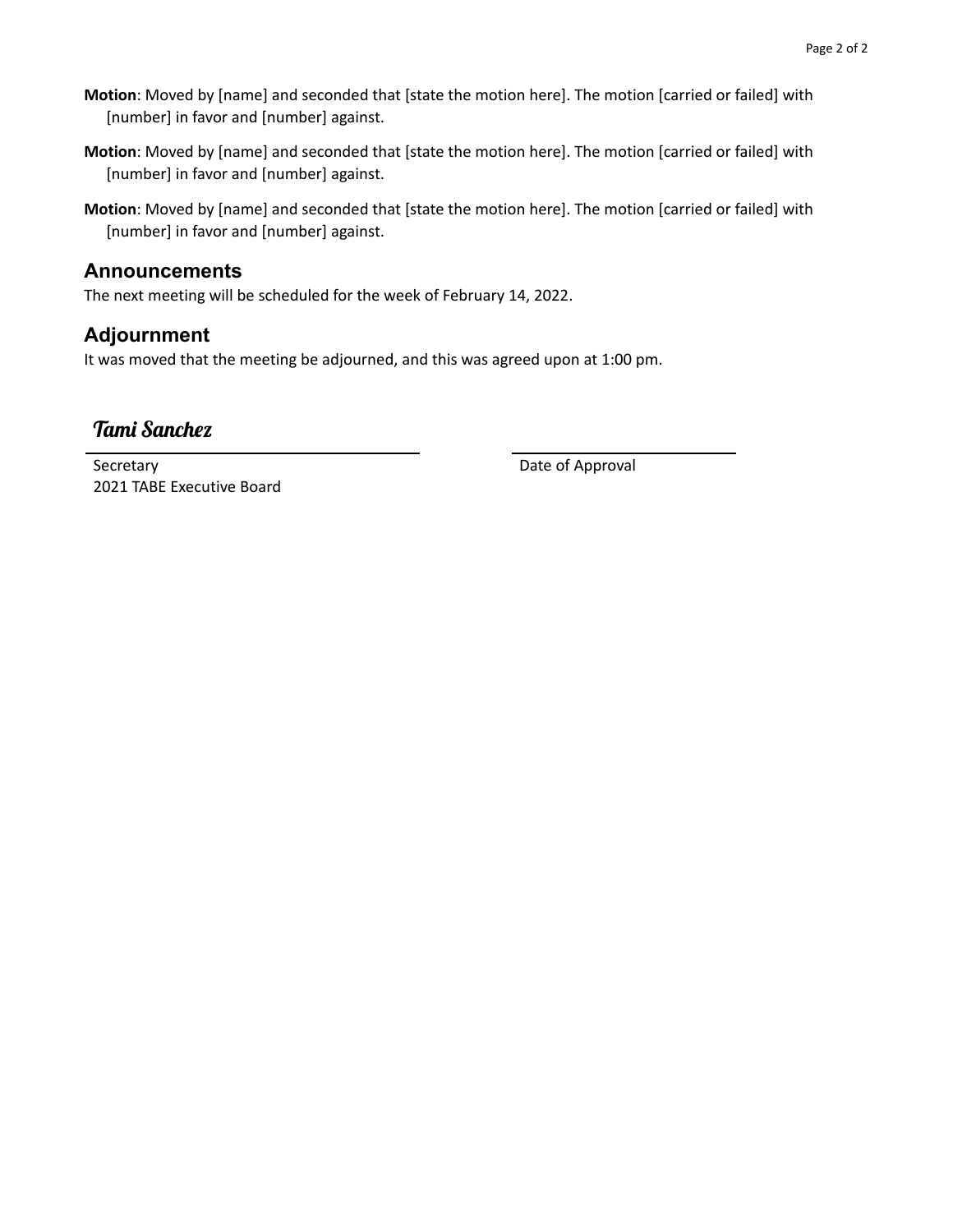**Motion**: Moved by [name] and seconded that [state the motion here]. The motion [carried or failed] with [number] in favor and [number] against.

**Motion**: Moved by [name] and seconded that [state the motion here]. The motion [carried or failed] with [number] in favor and [number] against.

**Motion**: Moved by [name] and seconded that [state the motion here]. The motion [carried or failed] with [number] in favor and [number] against.

## Announcements

The next meeting will be scheduled for the week of February 14, 2022.

## Adjournment

It was moved that the meeting be adjourned, and this was agreed upon at 1:00 pm.

*Tami Sanchez*

Secretary
2021 TABE Executive Board

Date of Approval